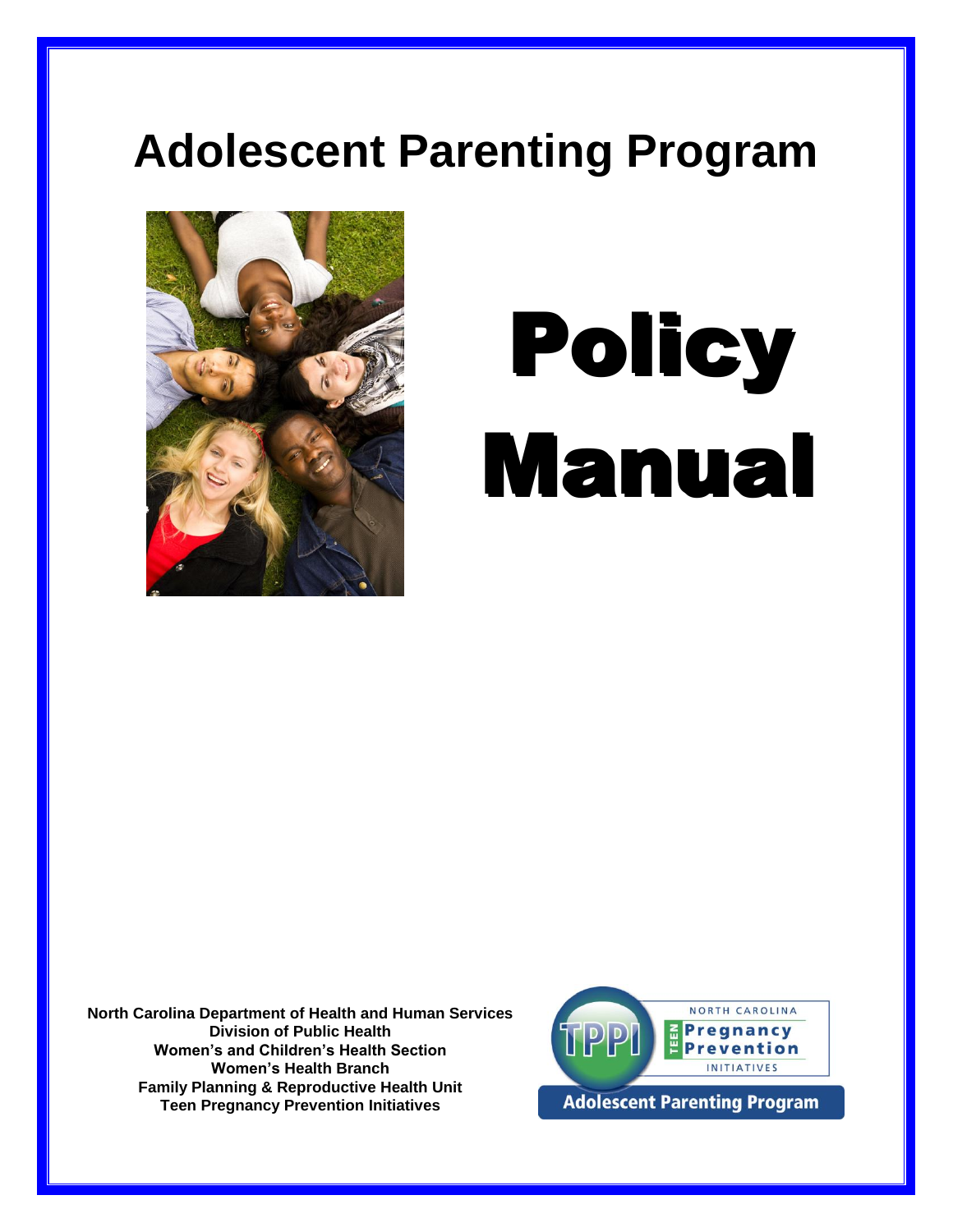# Adolescent Parenting Program

# Policy Manual

**North Carolina Department of Health and Human Services**
**Division of Public Health**
**Women's and Children's Health Section**
**Women's Health Branch**
**Family Planning & Reproductive Health Unit**
**Teen Pregnancy Prevention Initiatives**

TPPI NORTH CAROLINA TEEN Pregnancy Prevention INITIATIVES

Adolescent Parenting Program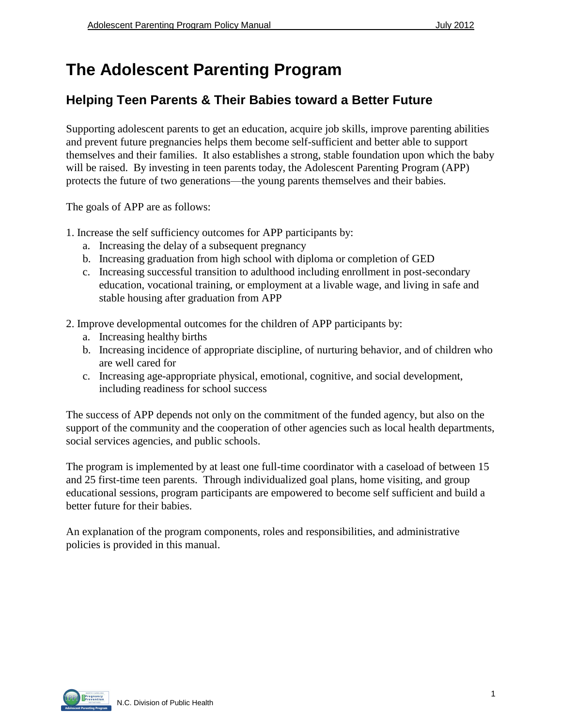# The Adolescent Parenting Program

## Helping Teen Parents & Their Babies toward a Better Future

Supporting adolescent parents to get an education, acquire job skills, improve parenting abilities and prevent future pregnancies helps them become self-sufficient and better able to support themselves and their families. It also establishes a strong, stable foundation upon which the baby will be raised. By investing in teen parents today, the Adolescent Parenting Program (APP) protects the future of two generations—the young parents themselves and their babies.

The goals of APP are as follows:

1. Increase the self sufficiency outcomes for APP participants by:
   a. Increasing the delay of a subsequent pregnancy
   b. Increasing graduation from high school with diploma or completion of GED
   c. Increasing successful transition to adulthood including enrollment in post-secondary education, vocational training, or employment at a livable wage, and living in safe and stable housing after graduation from APP

2. Improve developmental outcomes for the children of APP participants by:
   a. Increasing healthy births
   b. Increasing incidence of appropriate discipline, of nurturing behavior, and of children who are well cared for
   c. Increasing age-appropriate physical, emotional, cognitive, and social development, including readiness for school success

The success of APP depends not only on the commitment of the funded agency, but also on the support of the community and the cooperation of other agencies such as local health departments, social services agencies, and public schools.

The program is implemented by at least one full-time coordinator with a caseload of between 15 and 25 first-time teen parents. Through individualized goal plans, home visiting, and group educational sessions, program participants are empowered to become self sufficient and build a better future for their babies.

An explanation of the program components, roles and responsibilities, and administrative policies is provided in this manual.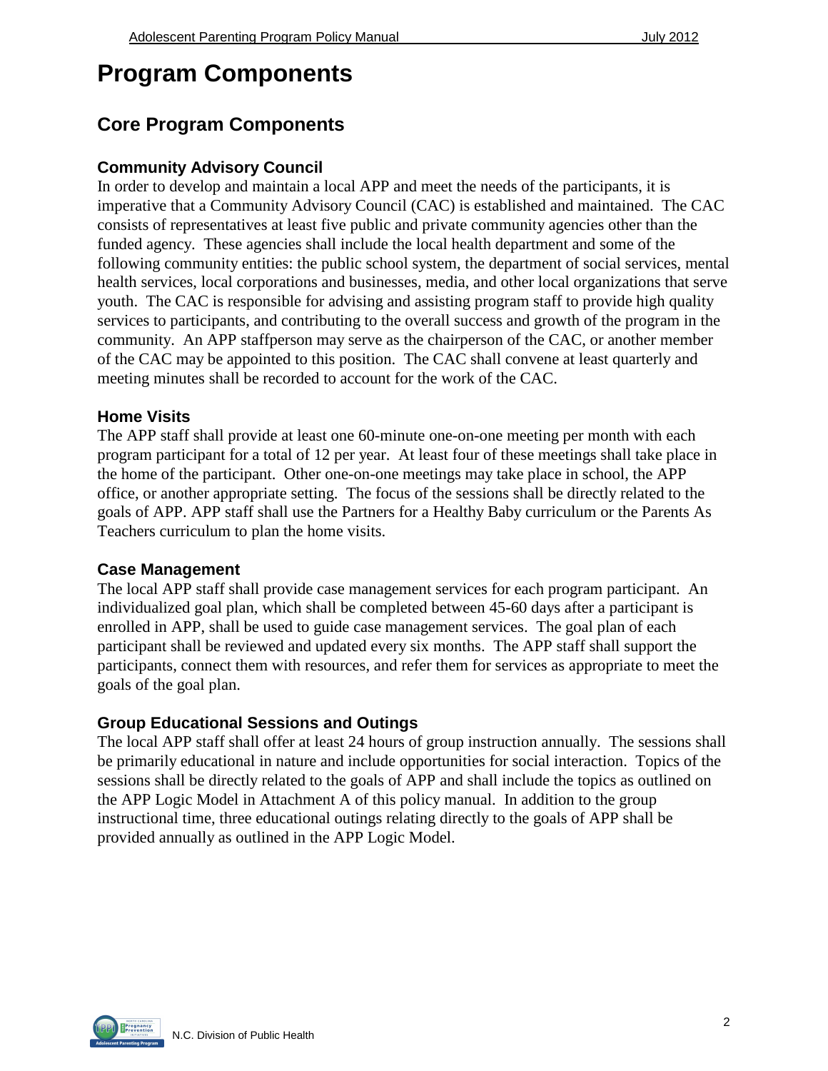# Program Components

## Core Program Components

### Community Advisory Council

In order to develop and maintain a local APP and meet the needs of the participants, it is imperative that a Community Advisory Council (CAC) is established and maintained. The CAC consists of representatives at least five public and private community agencies other than the funded agency. These agencies shall include the local health department and some of the following community entities: the public school system, the department of social services, mental health services, local corporations and businesses, media, and other local organizations that serve youth. The CAC is responsible for advising and assisting program staff to provide high quality services to participants, and contributing to the overall success and growth of the program in the community. An APP staffperson may serve as the chairperson of the CAC, or another member of the CAC may be appointed to this position. The CAC shall convene at least quarterly and meeting minutes shall be recorded to account for the work of the CAC.

### Home Visits

The APP staff shall provide at least one 60-minute one-on-one meeting per month with each program participant for a total of 12 per year. At least four of these meetings shall take place in the home of the participant. Other one-on-one meetings may take place in school, the APP office, or another appropriate setting. The focus of the sessions shall be directly related to the goals of APP. APP staff shall use the Partners for a Healthy Baby curriculum or the Parents As Teachers curriculum to plan the home visits.

### Case Management

The local APP staff shall provide case management services for each program participant. An individualized goal plan, which shall be completed between 45-60 days after a participant is enrolled in APP, shall be used to guide case management services. The goal plan of each participant shall be reviewed and updated every six months. The APP staff shall support the participants, connect them with resources, and refer them for services as appropriate to meet the goals of the goal plan.

### Group Educational Sessions and Outings

The local APP staff shall offer at least 24 hours of group instruction annually. The sessions shall be primarily educational in nature and include opportunities for social interaction. Topics of the sessions shall be directly related to the goals of APP and shall include the topics as outlined on the APP Logic Model in Attachment A of this policy manual. In addition to the group instructional time, three educational outings relating directly to the goals of APP shall be provided annually as outlined in the APP Logic Model.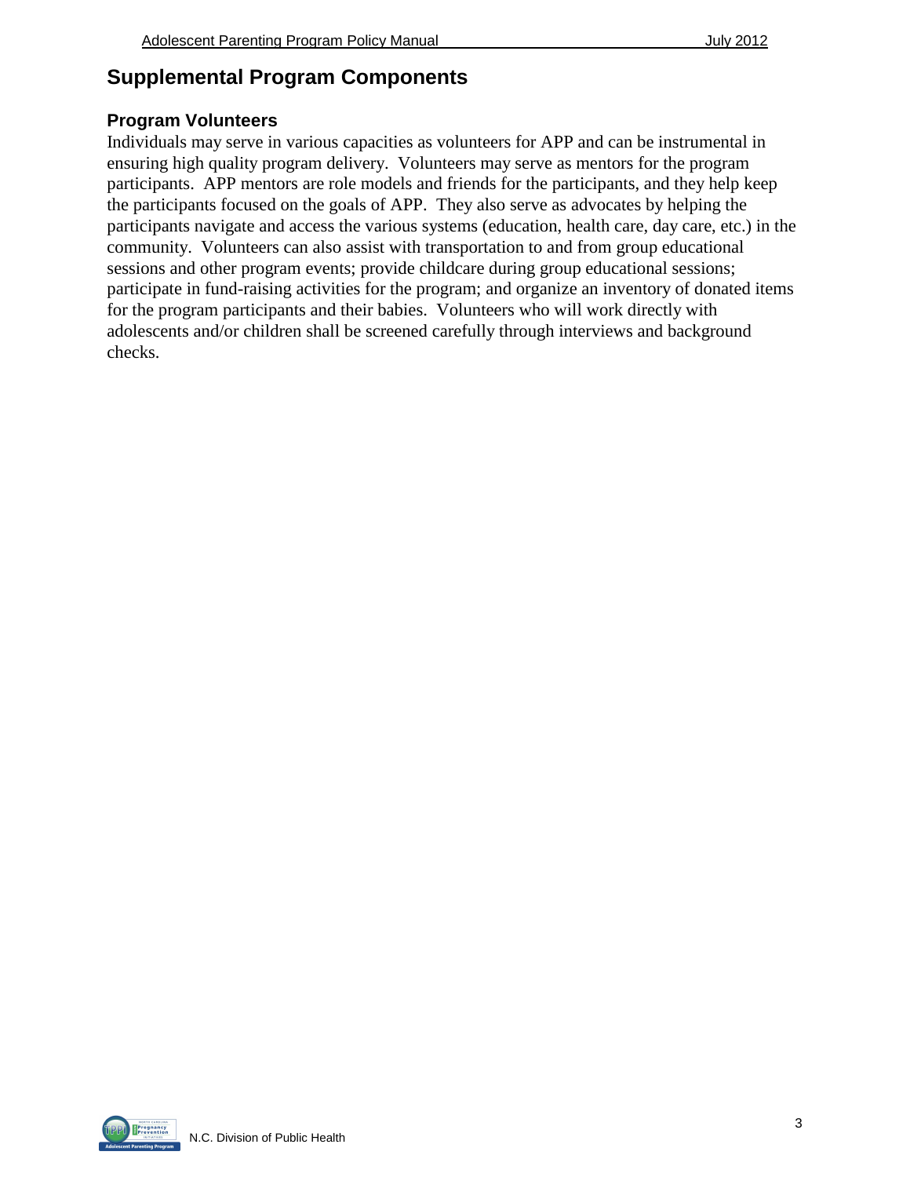# Supplemental Program Components

## Program Volunteers

Individuals may serve in various capacities as volunteers for APP and can be instrumental in ensuring high quality program delivery. Volunteers may serve as mentors for the program participants. APP mentors are role models and friends for the participants, and they help keep the participants focused on the goals of APP. They also serve as advocates by helping the participants navigate and access the various systems (education, health care, day care, etc.) in the community. Volunteers can also assist with transportation to and from group educational sessions and other program events; provide childcare during group educational sessions; participate in fund-raising activities for the program; and organize an inventory of donated items for the program participants and their babies. Volunteers who will work directly with adolescents and/or children shall be screened carefully through interviews and background checks.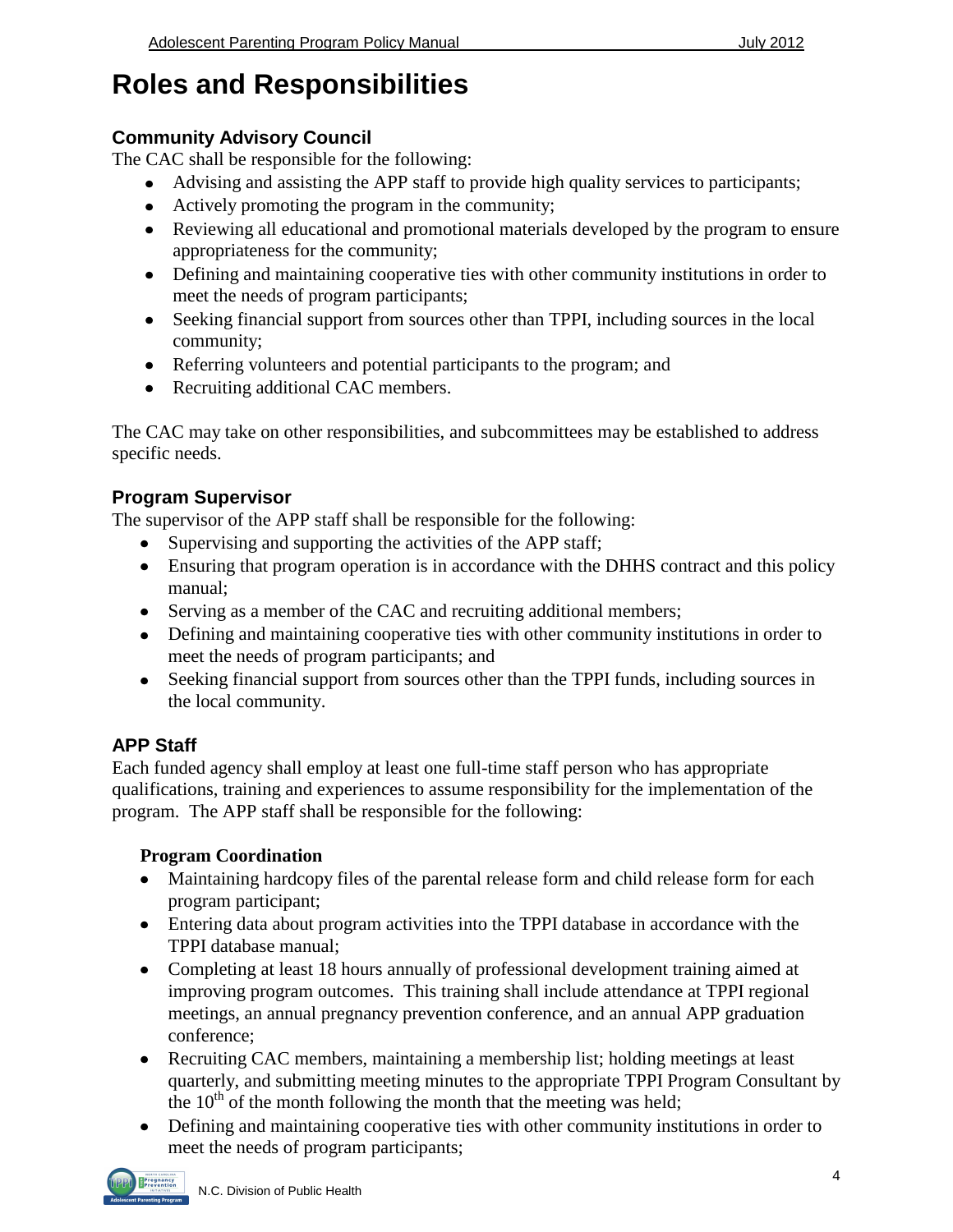# Roles and Responsibilities

## Community Advisory Council

The CAC shall be responsible for the following:

- Advising and assisting the APP staff to provide high quality services to participants;
- Actively promoting the program in the community;
- Reviewing all educational and promotional materials developed by the program to ensure appropriateness for the community;
- Defining and maintaining cooperative ties with other community institutions in order to meet the needs of program participants;
- Seeking financial support from sources other than TPPI, including sources in the local community;
- Referring volunteers and potential participants to the program; and
- Recruiting additional CAC members.

The CAC may take on other responsibilities, and subcommittees may be established to address specific needs.

## Program Supervisor

The supervisor of the APP staff shall be responsible for the following:

- Supervising and supporting the activities of the APP staff;
- Ensuring that program operation is in accordance with the DHHS contract and this policy manual;
- Serving as a member of the CAC and recruiting additional members;
- Defining and maintaining cooperative ties with other community institutions in order to meet the needs of program participants; and
- Seeking financial support from sources other than the TPPI funds, including sources in the local community.

## APP Staff

Each funded agency shall employ at least one full-time staff person who has appropriate qualifications, training and experiences to assume responsibility for the implementation of the program. The APP staff shall be responsible for the following:

### Program Coordination

- Maintaining hardcopy files of the parental release form and child release form for each program participant;
- Entering data about program activities into the TPPI database in accordance with the TPPI database manual;
- Completing at least 18 hours annually of professional development training aimed at improving program outcomes. This training shall include attendance at TPPI regional meetings, an annual pregnancy prevention conference, and an annual APP graduation conference;
- Recruiting CAC members, maintaining a membership list; holding meetings at least quarterly, and submitting meeting minutes to the appropriate TPPI Program Consultant by the 10th of the month following the month that the meeting was held;
- Defining and maintaining cooperative ties with other community institutions in order to meet the needs of program participants;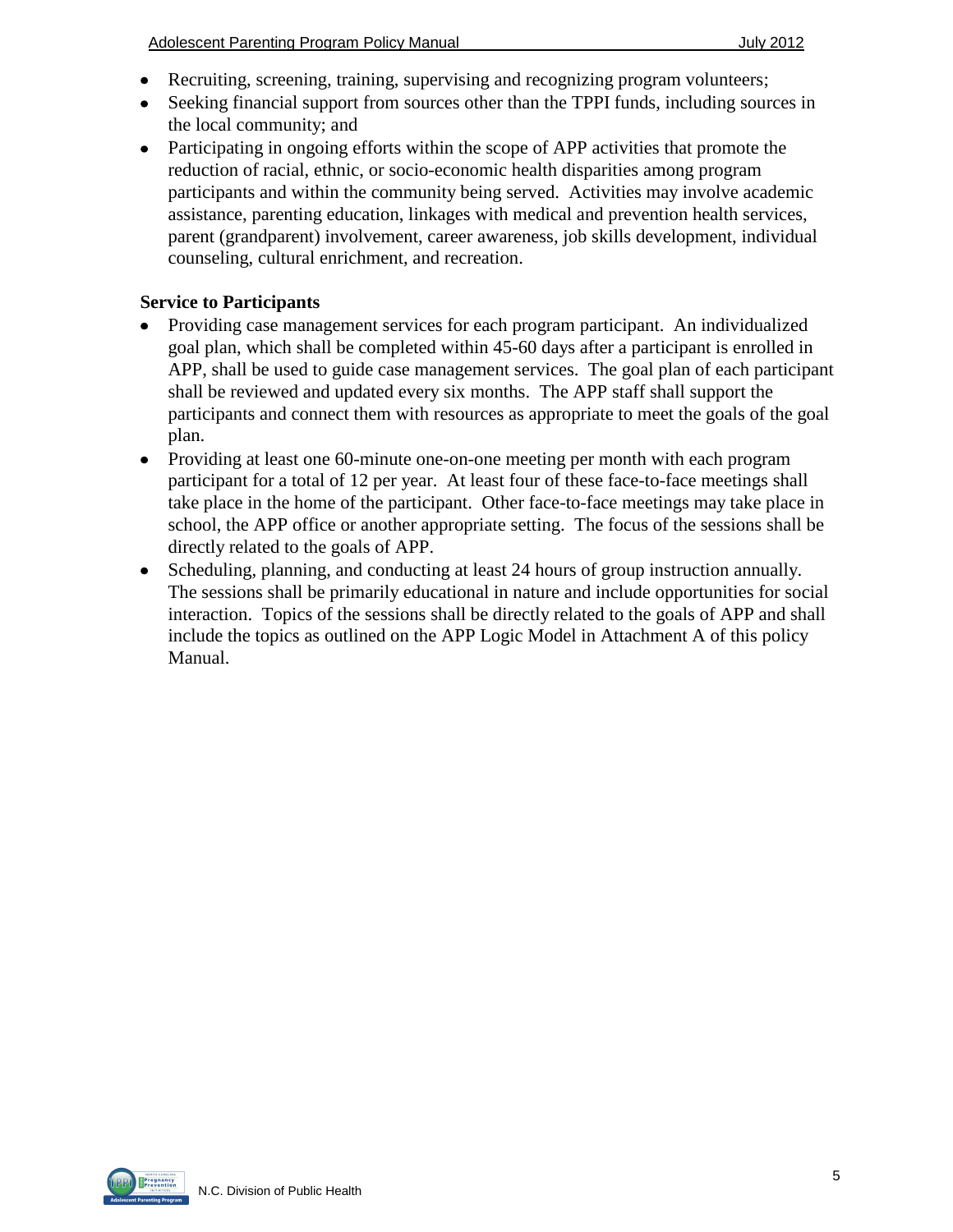- Recruiting, screening, training, supervising and recognizing program volunteers;
- Seeking financial support from sources other than the TPPI funds, including sources in the local community; and
- Participating in ongoing efforts within the scope of APP activities that promote the reduction of racial, ethnic, or socio-economic health disparities among program participants and within the community being served. Activities may involve academic assistance, parenting education, linkages with medical and prevention health services, parent (grandparent) involvement, career awareness, job skills development, individual counseling, cultural enrichment, and recreation.

**Service to Participants**

- Providing case management services for each program participant. An individualized goal plan, which shall be completed within 45-60 days after a participant is enrolled in APP, shall be used to guide case management services. The goal plan of each participant shall be reviewed and updated every six months. The APP staff shall support the participants and connect them with resources as appropriate to meet the goals of the goal plan.
- Providing at least one 60-minute one-on-one meeting per month with each program participant for a total of 12 per year. At least four of these face-to-face meetings shall take place in the home of the participant. Other face-to-face meetings may take place in school, the APP office or another appropriate setting. The focus of the sessions shall be directly related to the goals of APP.
- Scheduling, planning, and conducting at least 24 hours of group instruction annually. The sessions shall be primarily educational in nature and include opportunities for social interaction. Topics of the sessions shall be directly related to the goals of APP and shall include the topics as outlined on the APP Logic Model in Attachment A of this policy Manual.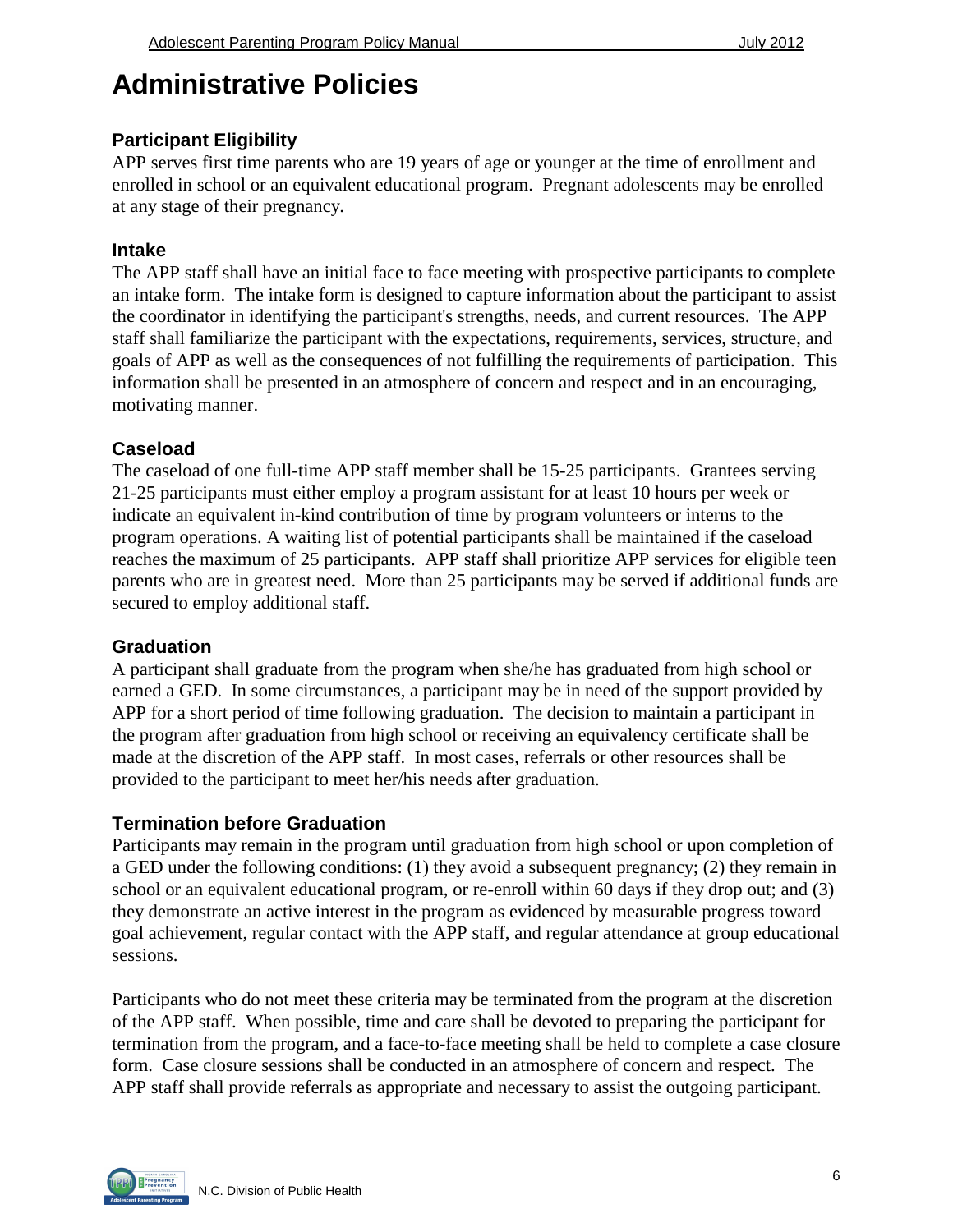# Administrative Policies

## Participant Eligibility

APP serves first time parents who are 19 years of age or younger at the time of enrollment and enrolled in school or an equivalent educational program. Pregnant adolescents may be enrolled at any stage of their pregnancy.

## Intake

The APP staff shall have an initial face to face meeting with prospective participants to complete an intake form. The intake form is designed to capture information about the participant to assist the coordinator in identifying the participant's strengths, needs, and current resources. The APP staff shall familiarize the participant with the expectations, requirements, services, structure, and goals of APP as well as the consequences of not fulfilling the requirements of participation. This information shall be presented in an atmosphere of concern and respect and in an encouraging, motivating manner.

## Caseload

The caseload of one full-time APP staff member shall be 15-25 participants. Grantees serving 21-25 participants must either employ a program assistant for at least 10 hours per week or indicate an equivalent in-kind contribution of time by program volunteers or interns to the program operations. A waiting list of potential participants shall be maintained if the caseload reaches the maximum of 25 participants. APP staff shall prioritize APP services for eligible teen parents who are in greatest need. More than 25 participants may be served if additional funds are secured to employ additional staff.

## Graduation

A participant shall graduate from the program when she/he has graduated from high school or earned a GED. In some circumstances, a participant may be in need of the support provided by APP for a short period of time following graduation. The decision to maintain a participant in the program after graduation from high school or receiving an equivalency certificate shall be made at the discretion of the APP staff. In most cases, referrals or other resources shall be provided to the participant to meet her/his needs after graduation.

## Termination before Graduation

Participants may remain in the program until graduation from high school or upon completion of a GED under the following conditions: (1) they avoid a subsequent pregnancy; (2) they remain in school or an equivalent educational program, or re-enroll within 60 days if they drop out; and (3) they demonstrate an active interest in the program as evidenced by measurable progress toward goal achievement, regular contact with the APP staff, and regular attendance at group educational sessions.

Participants who do not meet these criteria may be terminated from the program at the discretion of the APP staff. When possible, time and care shall be devoted to preparing the participant for termination from the program, and a face-to-face meeting shall be held to complete a case closure form. Case closure sessions shall be conducted in an atmosphere of concern and respect. The APP staff shall provide referrals as appropriate and necessary to assist the outgoing participant.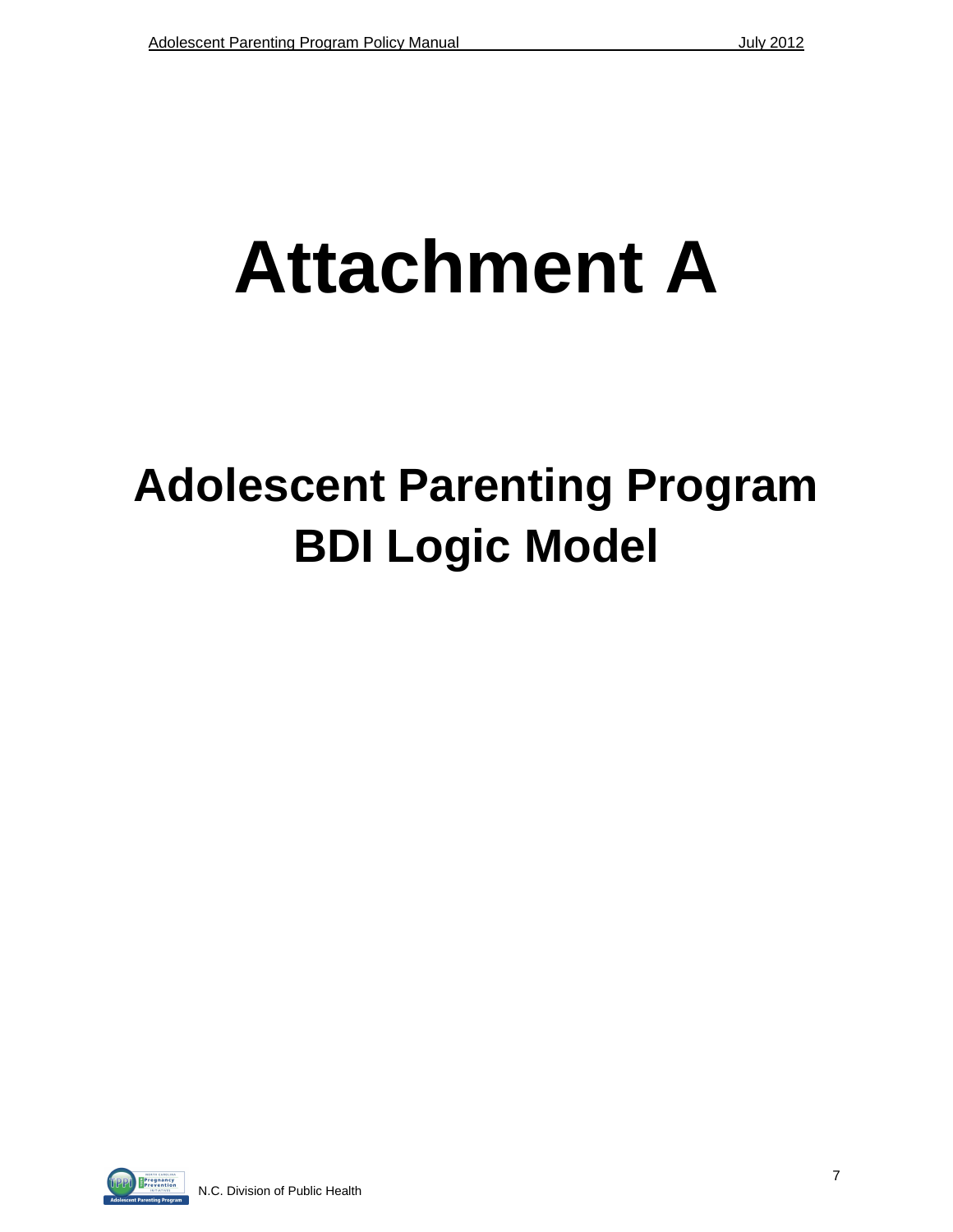# Attachment A

## Adolescent Parenting Program BDI Logic Model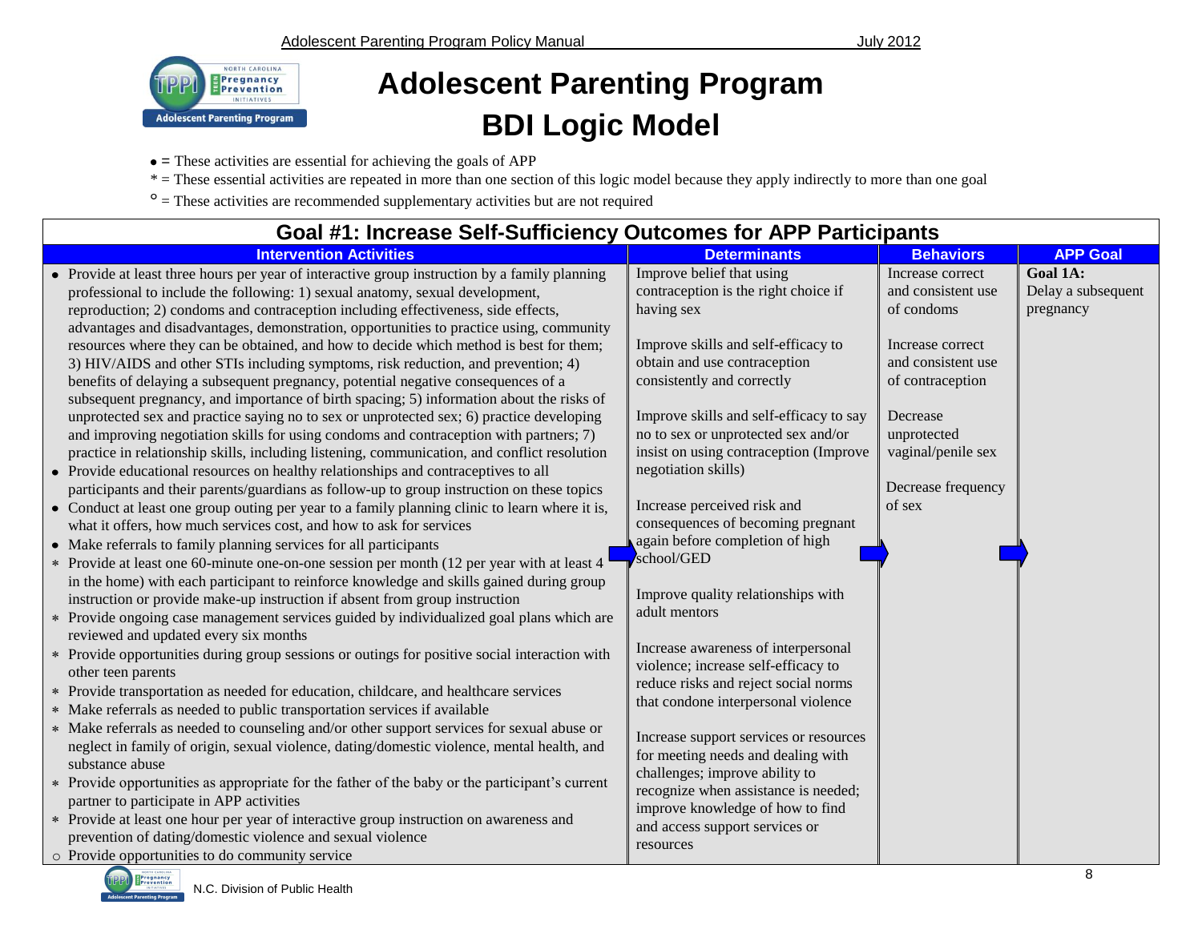# Adolescent Parenting Program
# BDI Logic Model

• = These activities are essential for achieving the goals of APP

* = These essential activities are repeated in more than one section of this logic model because they apply indirectly to more than one goal

° = These activities are recommended supplementary activities but are not required

## Goal #1: Increase Self-Sufficiency Outcomes for APP Participants

| Intervention Activities | Determinants | Behaviors | APP Goal |
|---|---|---|---|
| • Provide at least three hours per year of interactive group instruction by a family planning professional to include the following: 1) sexual anatomy, sexual development, reproduction; 2) condoms and contraception including effectiveness, side effects, advantages and disadvantages, demonstration, opportunities to practice using, community resources where they can be obtained, and how to decide which method is best for them; 3) HIV/AIDS and other STIs including symptoms, risk reduction, and prevention; 4) benefits of delaying a subsequent pregnancy, potential negative consequences of a subsequent pregnancy, and importance of birth spacing; 5) information about the risks of unprotected sex and practice saying no to sex or unprotected sex; 6) practice developing and improving negotiation skills for using condoms and contraception with partners; 7) practice in relationship skills, including listening, communication, and conflict resolution<br>• Provide educational resources on healthy relationships and contraceptives to all participants and their parents/guardians as follow-up to group instruction on these topics<br>• Conduct at least one group outing per year to a family planning clinic to learn where it is, what it offers, how much services cost, and how to ask for services<br>• Make referrals to family planning services for all participants<br>* Provide at least one 60-minute one-on-one session per month (12 per year with at least 4 in the home) with each participant to reinforce knowledge and skills gained during group instruction or provide make-up instruction if absent from group instruction<br>* Provide ongoing case management services guided by individualized goal plans which are reviewed and updated every six months<br>* Provide opportunities during group sessions or outings for positive social interaction with other teen parents<br>* Provide transportation as needed for education, childcare, and healthcare services<br>* Make referrals as needed to public transportation services if available<br>* Make referrals as needed to counseling and/or other support services for sexual abuse or neglect in family of origin, sexual violence, dating/domestic violence, mental health, and substance abuse<br>* Provide opportunities as appropriate for the father of the baby or the participant's current partner to participate in APP activities<br>* Provide at least one hour per year of interactive group instruction on awareness and prevention of dating/domestic violence and sexual violence<br>° Provide opportunities to do community service | Improve belief that using contraception is the right choice if having sex<br><br>Improve skills and self-efficacy to obtain and use contraception consistently and correctly<br><br>Improve skills and self-efficacy to say no to sex or unprotected sex and/or insist on using contraception (Improve negotiation skills)<br><br>Increase perceived risk and consequences of becoming pregnant again before completion of high school/GED<br><br>Improve quality relationships with adult mentors<br><br>Increase awareness of interpersonal violence; increase self-efficacy to reduce risks and reject social norms that condone interpersonal violence<br><br>Increase support services or resources for meeting needs and dealing with challenges; improve ability to recognize when assistance is needed; improve knowledge of how to find and access support services or resources | Increase correct and consistent use of condoms<br><br>Increase correct and consistent use of contraception<br><br>Decrease unprotected vaginal/penile sex<br><br>Decrease frequency of sex | **Goal 1A:** Delay a subsequent pregnancy |

N.C. Division of Public Health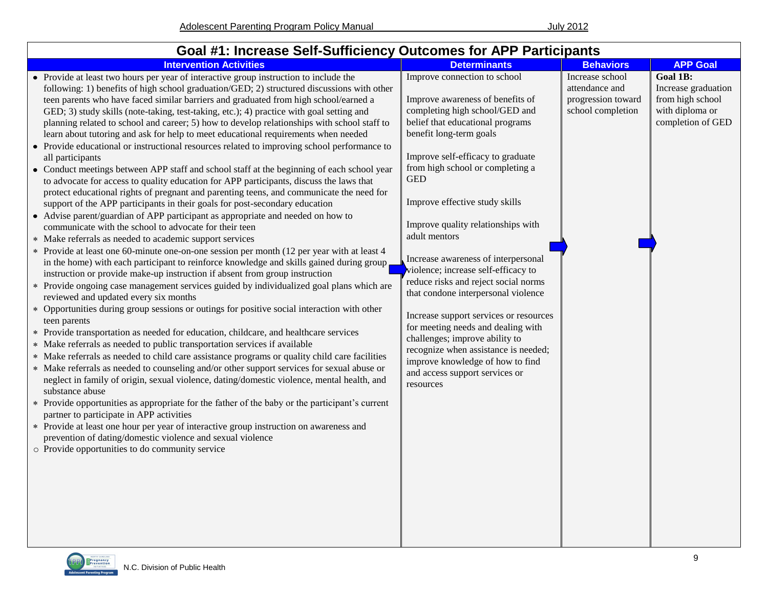## Goal #1: Increase Self-Sufficiency Outcomes for APP Participants

| Intervention Activities | Determinants | Behaviors | APP Goal |
|---|---|---|---|
| • Provide at least two hours per year of interactive group instruction to include the following: 1) benefits of high school graduation/GED; 2) structured discussions with other teen parents who have faced similar barriers and graduated from high school/earned a GED; 3) study skills (note-taking, test-taking, etc.); 4) practice with goal setting and planning related to school and career; 5) how to develop relationships with school staff to learn about tutoring and ask for help to meet educational requirements when needed<br>• Provide educational or instructional resources related to improving school performance to all participants<br>• Conduct meetings between APP staff and school staff at the beginning of each school year to advocate for access to quality education for APP participants, discuss the laws that protect educational rights of pregnant and parenting teens, and communicate the need for support of the APP participants in their goals for post-secondary education<br>• Advise parent/guardian of APP participant as appropriate and needed on how to communicate with the school to advocate for their teen<br>* Make referrals as needed to academic support services<br>* Provide at least one 60-minute one-on-one session per month (12 per year with at least 4 in the home) with each participant to reinforce knowledge and skills gained during group instruction or provide make-up instruction if absent from group instruction<br>* Provide ongoing case management services guided by individualized goal plans which are reviewed and updated every six months<br>* Opportunities during group sessions or outings for positive social interaction with other teen parents<br>* Provide transportation as needed for education, childcare, and healthcare services<br>* Make referrals as needed to public transportation services if available<br>* Make referrals as needed to child care assistance programs or quality child care facilities<br>* Make referrals as needed to counseling and/or other support services for sexual abuse or neglect in family of origin, sexual violence, dating/domestic violence, mental health, and substance abuse<br>* Provide opportunities as appropriate for the father of the baby or the participant's current partner to participate in APP activities<br>* Provide at least one hour per year of interactive group instruction on awareness and prevention of dating/domestic violence and sexual violence<br>○ Provide opportunities to do community service | Improve connection to school<br><br>Improve awareness of benefits of completing high school/GED and belief that educational programs benefit long-term goals<br><br>Improve self-efficacy to graduate from high school or completing a GED<br><br>Improve effective study skills<br><br>Improve quality relationships with adult mentors<br><br>Increase awareness of interpersonal violence; increase self-efficacy to reduce risks and reject social norms that condone interpersonal violence<br><br>Increase support services or resources for meeting needs and dealing with challenges; improve ability to recognize when assistance is needed; improve knowledge of how to find and access support services or resources | Increase school attendance and progression toward school completion | **Goal 1B:** Increase graduation from high school with diploma or completion of GED |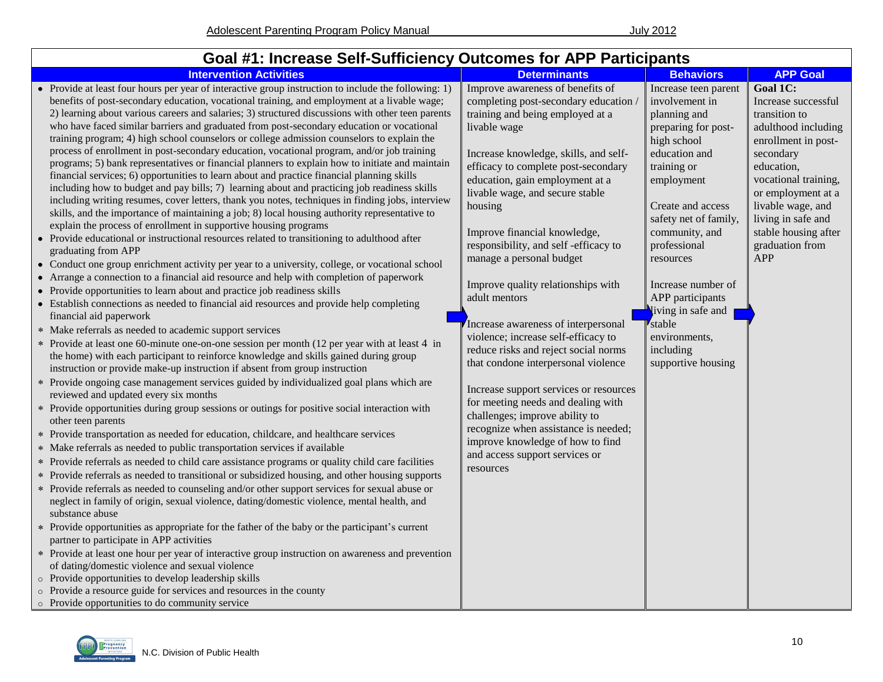## Goal #1: Increase Self-Sufficiency Outcomes for APP Participants

| Intervention Activities | Determinants | Behaviors | APP Goal |
|---|---|---|---|
| • Provide at least four hours per year of interactive group instruction to include the following: 1) benefits of post-secondary education, vocational training, and employment at a livable wage; 2) learning about various careers and salaries; 3) structured discussions with other teen parents who have faced similar barriers and graduated from post-secondary education or vocational training program; 4) high school counselors or college admission counselors to explain the process of enrollment in post-secondary education, vocational program, and/or job training programs; 5) bank representatives or financial planners to explain how to initiate and maintain financial services; 6) opportunities to learn about and practice financial planning skills including how to budget and pay bills; 7) learning about and practicing job readiness skills including writing resumes, cover letters, thank you notes, techniques in finding jobs, interview skills, and the importance of maintaining a job; 8) local housing authority representative to explain the process of enrollment in supportive housing programs<br>• Provide educational or instructional resources related to transitioning to adulthood after graduating from APP<br>• Conduct one group enrichment activity per year to a university, college, or vocational school<br>• Arrange a connection to a financial aid resource and help with completion of paperwork<br>• Provide opportunities to learn about and practice job readiness skills<br>• Establish connections as needed to financial aid resources and provide help completing financial aid paperwork<br>* Make referrals as needed to academic support services<br>* Provide at least one 60-minute one-on-one session per month (12 per year with at least 4 in the home) with each participant to reinforce knowledge and skills gained during group instruction or provide make-up instruction if absent from group instruction<br>* Provide ongoing case management services guided by individualized goal plans which are reviewed and updated every six months<br>* Provide opportunities during group sessions or outings for positive social interaction with other teen parents<br>* Provide transportation as needed for education, childcare, and healthcare services<br>* Make referrals as needed to public transportation services if available<br>* Provide referrals as needed to child care assistance programs or quality child care facilities<br>* Provide referrals as needed to transitional or subsidized housing, and other housing supports<br>* Provide referrals as needed to counseling and/or other support services for sexual abuse or neglect in family of origin, sexual violence, dating/domestic violence, mental health, and substance abuse<br>* Provide opportunities as appropriate for the father of the baby or the participant's current partner to participate in APP activities<br>* Provide at least one hour per year of interactive group instruction on awareness and prevention of dating/domestic violence and sexual violence<br>○ Provide opportunities to develop leadership skills<br>○ Provide a resource guide for services and resources in the county<br>○ Provide opportunities to do community service | Improve awareness of benefits of completing post-secondary education / training and being employed at a livable wage<br><br>Increase knowledge, skills, and self-efficacy to complete post-secondary education, gain employment at a livable wage, and secure stable housing<br><br>Improve financial knowledge, responsibility, and self -efficacy to manage a personal budget<br><br>Improve quality relationships with adult mentors<br><br>Increase awareness of interpersonal violence; increase self-efficacy to reduce risks and reject social norms that condone interpersonal violence<br><br>Increase support services or resources for meeting needs and dealing with challenges; improve ability to recognize when assistance is needed; improve knowledge of how to find and access support services or resources | Increase teen parent involvement in planning and preparing for post-high school education and training or employment<br><br>Create and access safety net of family, community, and professional resources<br><br>Increase number of APP participants living in safe and stable environments, including supportive housing | **Goal 1C:**<br>Increase successful transition to adulthood including enrollment in post-secondary education, vocational training, or employment at a livable wage, and living in safe and stable housing after graduation from APP |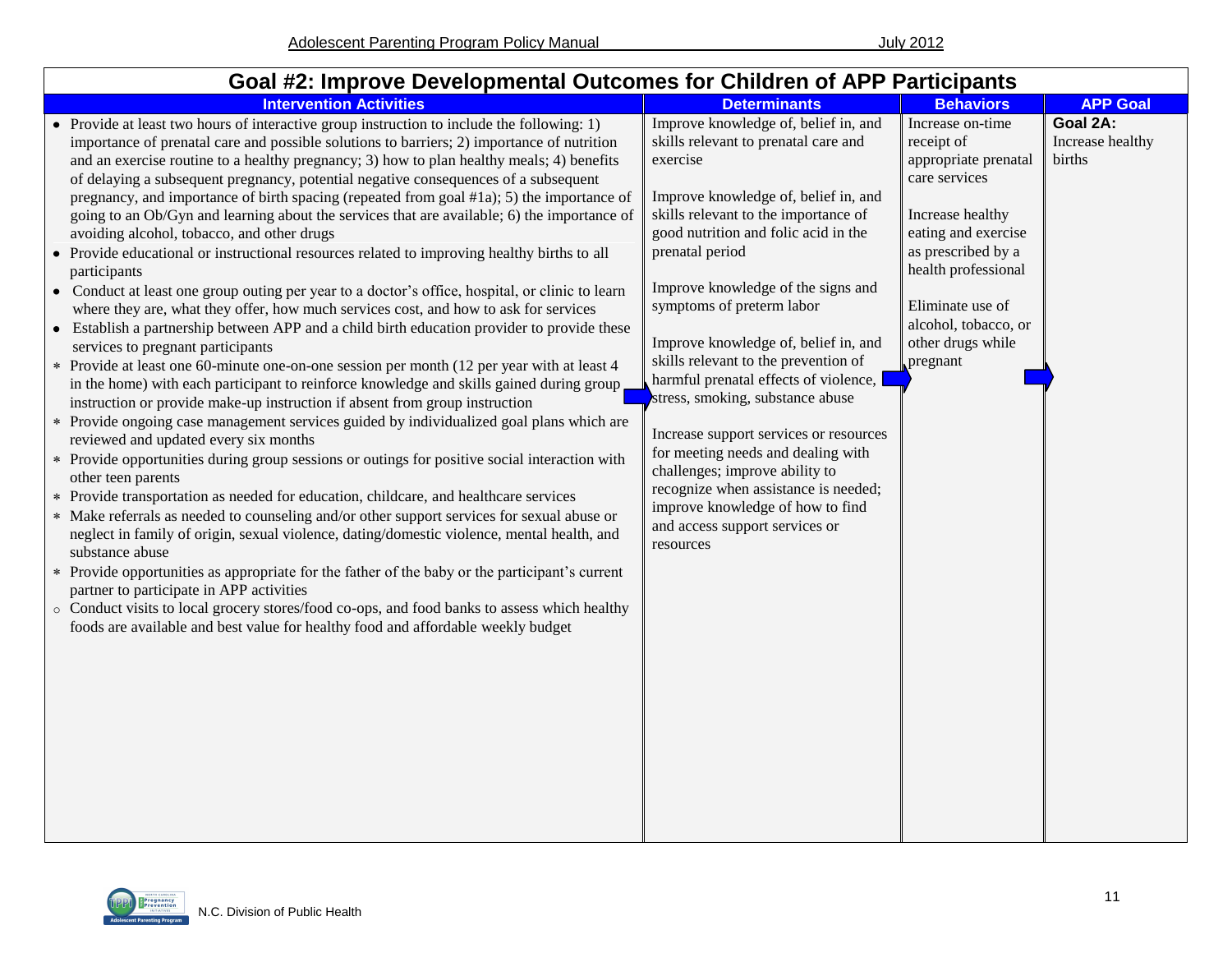## Goal #2: Improve Developmental Outcomes for Children of APP Participants

| Intervention Activities | Determinants | Behaviors | APP Goal |
|---|---|---|---|
| • Provide at least two hours of interactive group instruction to include the following: 1) importance of prenatal care and possible solutions to barriers; 2) importance of nutrition and an exercise routine to a healthy pregnancy; 3) how to plan healthy meals; 4) benefits of delaying a subsequent pregnancy, potential negative consequences of a subsequent pregnancy, and importance of birth spacing (repeated from goal #1a); 5) the importance of going to an Ob/Gyn and learning about the services that are available; 6) the importance of avoiding alcohol, tobacco, and other drugs<br>• Provide educational or instructional resources related to improving healthy births to all participants<br>• Conduct at least one group outing per year to a doctor's office, hospital, or clinic to learn where they are, what they offer, how much services cost, and how to ask for services<br>• Establish a partnership between APP and a child birth education provider to provide these services to pregnant participants<br>* Provide at least one 60-minute one-on-one session per month (12 per year with at least 4 in the home) with each participant to reinforce knowledge and skills gained during group instruction or provide make-up instruction if absent from group instruction<br>* Provide ongoing case management services guided by individualized goal plans which are reviewed and updated every six months<br>* Provide opportunities during group sessions or outings for positive social interaction with other teen parents<br>* Provide transportation as needed for education, childcare, and healthcare services<br>* Make referrals as needed to counseling and/or other support services for sexual abuse or neglect in family of origin, sexual violence, dating/domestic violence, mental health, and substance abuse<br>* Provide opportunities as appropriate for the father of the baby or the participant's current partner to participate in APP activities<br>○ Conduct visits to local grocery stores/food co-ops, and food banks to assess which healthy foods are available and best value for healthy food and affordable weekly budget | Improve knowledge of, belief in, and skills relevant to prenatal care and exercise<br><br>Improve knowledge of, belief in, and skills relevant to the importance of good nutrition and folic acid in the prenatal period<br><br>Improve knowledge of the signs and symptoms of preterm labor<br><br>Improve knowledge of, belief in, and skills relevant to the prevention of harmful prenatal effects of violence, stress, smoking, substance abuse<br><br>Increase support services or resources for meeting needs and dealing with challenges; improve ability to recognize when assistance is needed; improve knowledge of how to find and access support services or resources | Increase on-time receipt of appropriate prenatal care services<br><br>Increase healthy eating and exercise as prescribed by a health professional<br><br>Eliminate use of alcohol, tobacco, or other drugs while pregnant | **Goal 2A:** Increase healthy births |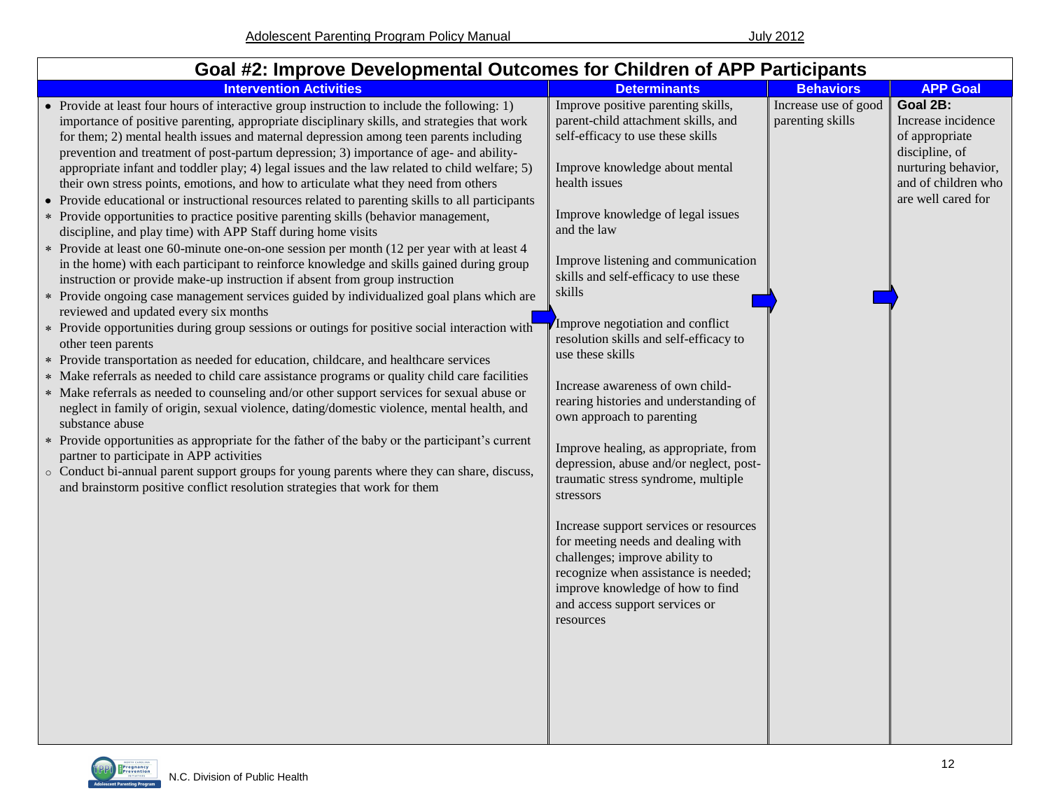# Goal #2: Improve Developmental Outcomes for Children of APP Participants

| Intervention Activities | Determinants | Behaviors | APP Goal |
|---|---|---|---|
| • Provide at least four hours of interactive group instruction to include the following: 1) importance of positive parenting, appropriate disciplinary skills, and strategies that work for them; 2) mental health issues and maternal depression among teen parents including prevention and treatment of post-partum depression; 3) importance of age- and ability-appropriate infant and toddler play; 4) legal issues and the law related to child welfare; 5) their own stress points, emotions, and how to articulate what they need from others<br>• Provide educational or instructional resources related to parenting skills to all participants<br>* Provide opportunities to practice positive parenting skills (behavior management, discipline, and play time) with APP Staff during home visits<br>* Provide at least one 60-minute one-on-one session per month (12 per year with at least 4 in the home) with each participant to reinforce knowledge and skills gained during group instruction or provide make-up instruction if absent from group instruction<br>* Provide ongoing case management services guided by individualized goal plans which are reviewed and updated every six months<br>* Provide opportunities during group sessions or outings for positive social interaction with other teen parents<br>* Provide transportation as needed for education, childcare, and healthcare services<br>* Make referrals as needed to child care assistance programs or quality child care facilities<br>* Make referrals as needed to counseling and/or other support services for sexual abuse or neglect in family of origin, sexual violence, dating/domestic violence, mental health, and substance abuse<br>* Provide opportunities as appropriate for the father of the baby or the participant's current partner to participate in APP activities<br>○ Conduct bi-annual parent support groups for young parents where they can share, discuss, and brainstorm positive conflict resolution strategies that work for them | Improve positive parenting skills, parent-child attachment skills, and self-efficacy to use these skills<br><br>Improve knowledge about mental health issues<br><br>Improve knowledge of legal issues and the law<br><br>Improve listening and communication skills and self-efficacy to use these skills<br><br>Improve negotiation and conflict resolution skills and self-efficacy to use these skills<br><br>Increase awareness of own child-rearing histories and understanding of own approach to parenting<br><br>Improve healing, as appropriate, from depression, abuse and/or neglect, post-traumatic stress syndrome, multiple stressors<br><br>Increase support services or resources for meeting needs and dealing with challenges; improve ability to recognize when assistance is needed; improve knowledge of how to find and access support services or resources | Increase use of good parenting skills | **Goal 2B:** Increase incidence of appropriate discipline, of nurturing behavior, and of children who are well cared for |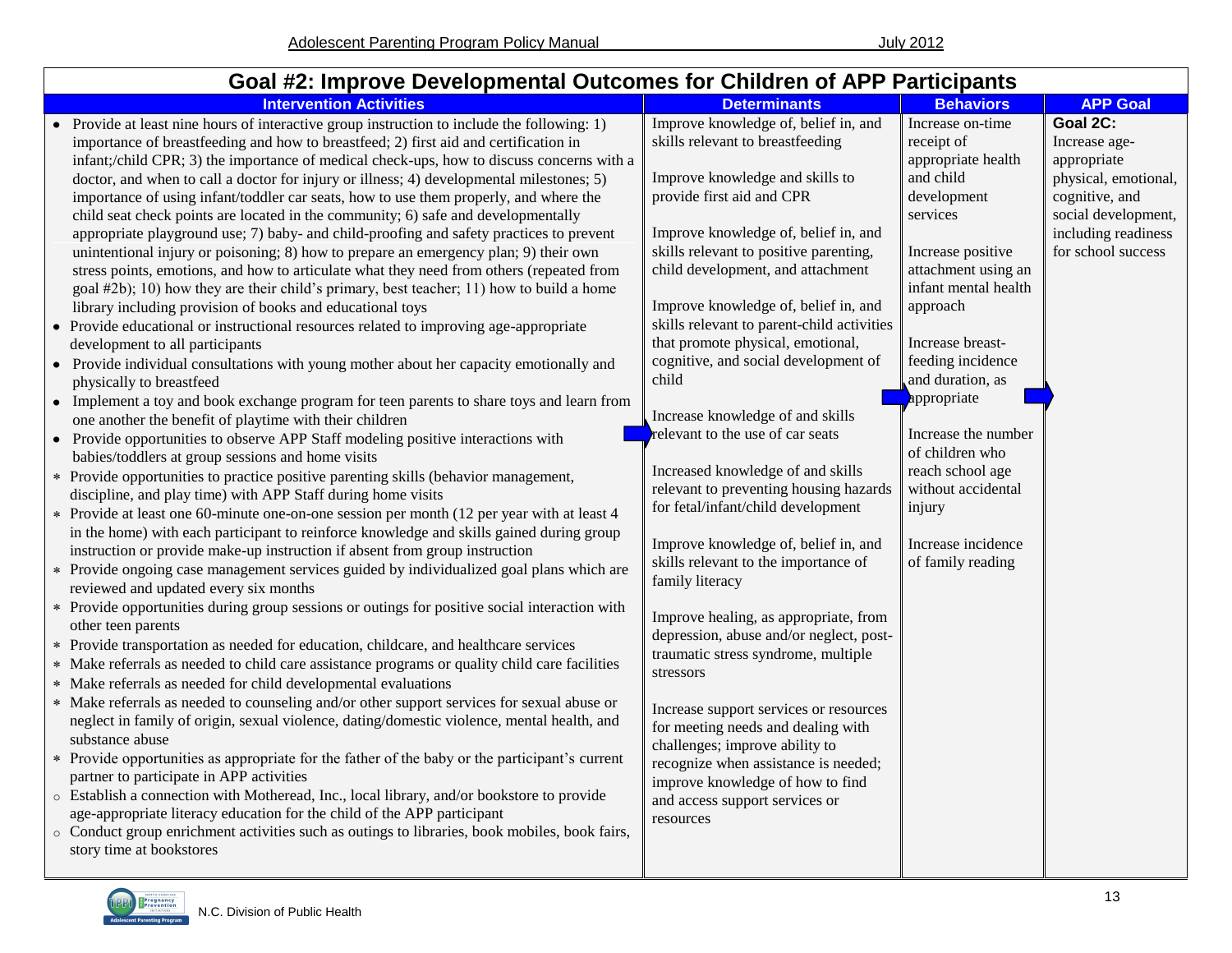## Goal #2: Improve Developmental Outcomes for Children of APP Participants

| Intervention Activities | Determinants | Behaviors | APP Goal |
|---|---|---|---|
| • Provide at least nine hours of interactive group instruction to include the following: 1) importance of breastfeeding and how to breastfeed; 2) first aid and certification in infant;/child CPR; 3) the importance of medical check-ups, how to discuss concerns with a doctor, and when to call a doctor for injury or illness; 4) developmental milestones; 5) importance of using infant/toddler car seats, how to use them properly, and where the child seat check points are located in the community; 6) safe and developmentally appropriate playground use; 7) baby- and child-proofing and safety practices to prevent unintentional injury or poisoning; 8) how to prepare an emergency plan; 9) their own stress points, emotions, and how to articulate what they need from others (repeated from goal #2b); 10) how they are their child's primary, best teacher; 11) how to build a home library including provision of books and educational toys<br>• Provide educational or instructional resources related to improving age-appropriate development to all participants<br>• Provide individual consultations with young mother about her capacity emotionally and physically to breastfeed<br>• Implement a toy and book exchange program for teen parents to share toys and learn from one another the benefit of playtime with their children<br>• Provide opportunities to observe APP Staff modeling positive interactions with babies/toddlers at group sessions and home visits<br>* Provide opportunities to practice positive parenting skills (behavior management, discipline, and play time) with APP Staff during home visits<br>* Provide at least one 60-minute one-on-one session per month (12 per year with at least 4 in the home) with each participant to reinforce knowledge and skills gained during group instruction or provide make-up instruction if absent from group instruction<br>* Provide ongoing case management services guided by individualized goal plans which are reviewed and updated every six months<br>* Provide opportunities during group sessions or outings for positive social interaction with other teen parents<br>* Provide transportation as needed for education, childcare, and healthcare services<br>* Make referrals as needed to child care assistance programs or quality child care facilities<br>* Make referrals as needed for child developmental evaluations<br>* Make referrals as needed to counseling and/or other support services for sexual abuse or neglect in family of origin, sexual violence, dating/domestic violence, mental health, and substance abuse<br>* Provide opportunities as appropriate for the father of the baby or the participant's current partner to participate in APP activities<br>○ Establish a connection with Motheread, Inc., local library, and/or bookstore to provide age-appropriate literacy education for the child of the APP participant<br>○ Conduct group enrichment activities such as outings to libraries, book mobiles, book fairs, story time at bookstores | Improve knowledge of, belief in, and skills relevant to breastfeeding<br><br>Improve knowledge and skills to provide first aid and CPR<br><br>Improve knowledge of, belief in, and skills relevant to positive parenting, child development, and attachment<br><br>Improve knowledge of, belief in, and skills relevant to parent-child activities that promote physical, emotional, cognitive, and social development of child<br><br>Increase knowledge of and skills relevant to the use of car seats<br><br>Increased knowledge of and skills relevant to preventing housing hazards for fetal/infant/child development<br><br>Improve knowledge of, belief in, and skills relevant to the importance of family literacy<br><br>Improve healing, as appropriate, from depression, abuse and/or neglect, post-traumatic stress syndrome, multiple stressors<br><br>Increase support services or resources for meeting needs and dealing with challenges; improve ability to recognize when assistance is needed; improve knowledge of how to find and access support services or resources | Increase on-time receipt of appropriate health and child development services<br><br>Increase positive attachment using an infant mental health approach<br><br>Increase breast-feeding incidence and duration, as appropriate<br><br>Increase the number of children who reach school age without accidental injury<br><br>Increase incidence of family reading | **Goal 2C:**<br>Increase age-appropriate physical, emotional, cognitive, and social development, including readiness for school success |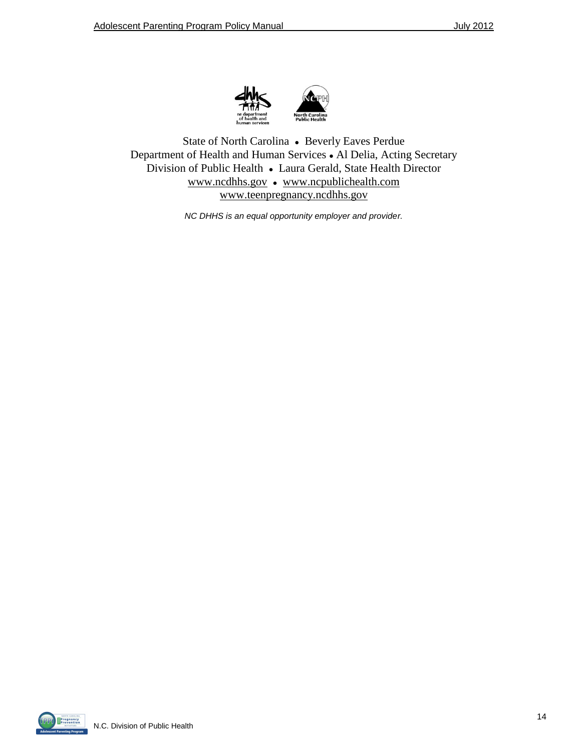State of North Carolina • Beverly Eaves Perdue
Department of Health and Human Services • Al Delia, Acting Secretary
Division of Public Health • Laura Gerald, State Health Director
www.ncdhhs.gov • www.ncpublichealth.com
www.teenpregnancy.ncdhhs.gov

*NC DHHS is an equal opportunity employer and provider.*